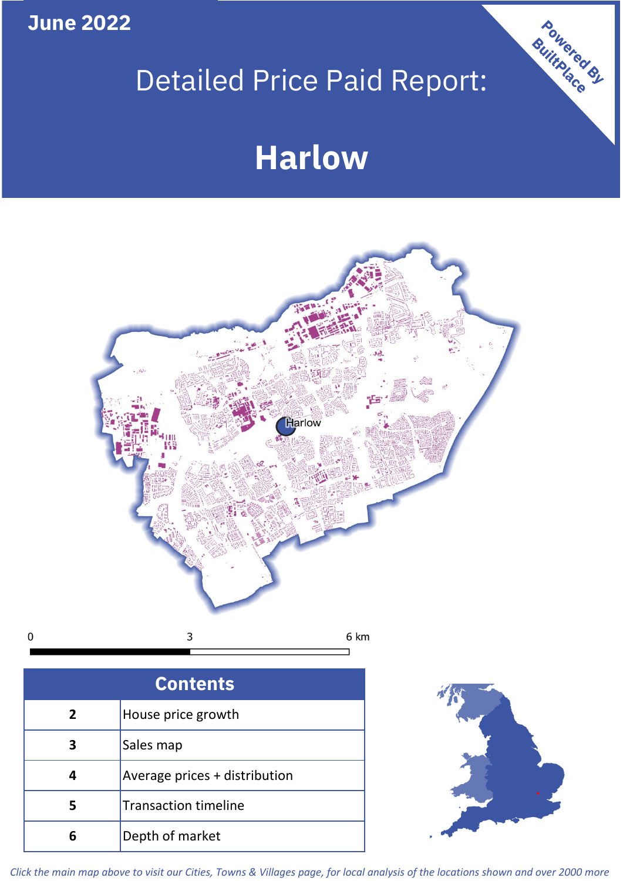June 2022

# Detailed Price Paid Report:

# Harlow

Powered By BuiltPlace

| Contents | |
|---|---|
| 2 | House price growth |
| 3 | Sales map |
| 4 | Average prices + distribution |
| 5 | Transaction timeline |
| 6 | Depth of market |

*Click the main map above to visit our Cities, Towns & Villages page, for local analysis of the locations shown and over 2000 more*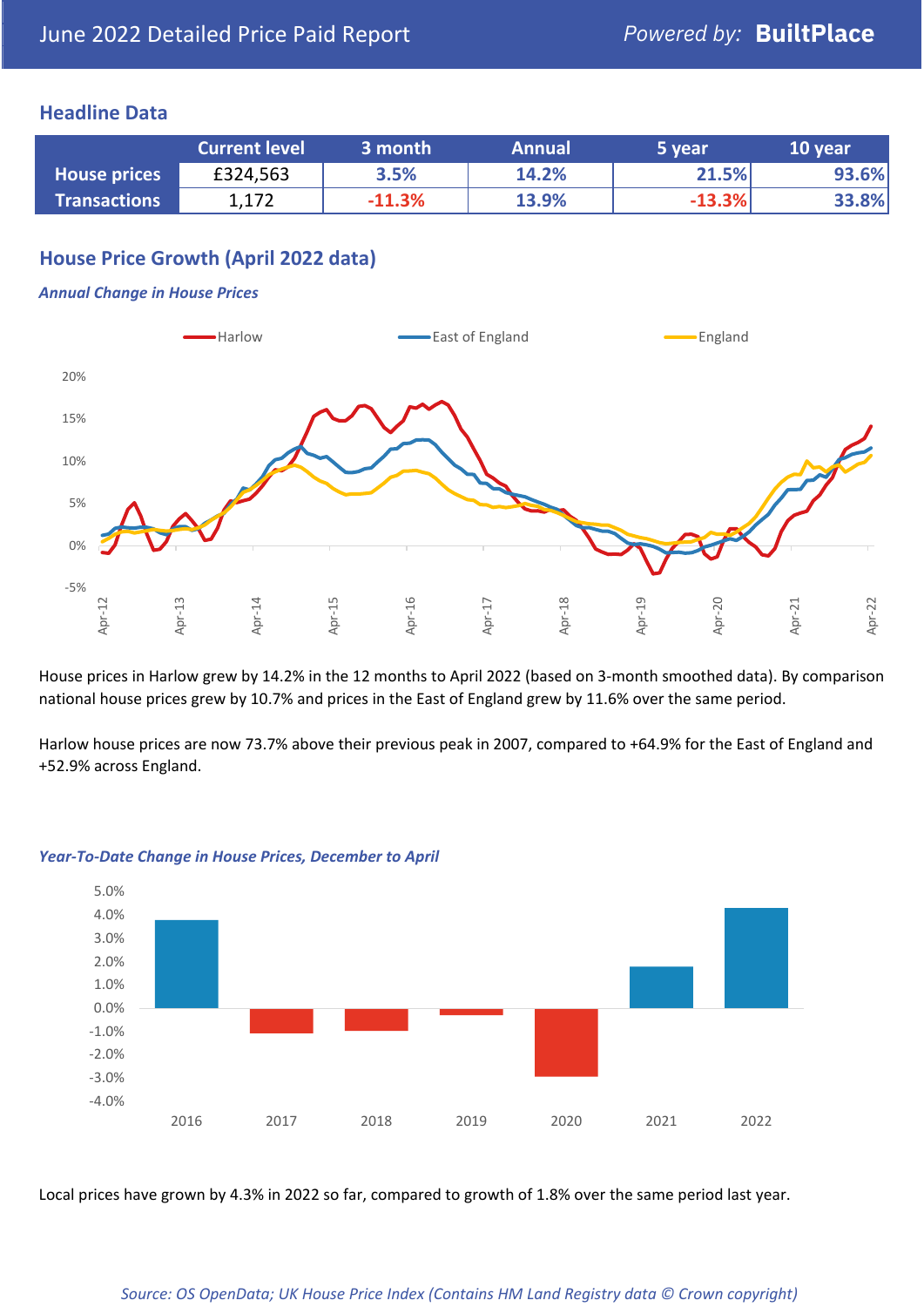# June 2022 Detailed Price Paid Report

*Powered by:* **BuiltPlace**

## Headline Data

| | Current level | 3 month | Annual | 5 year | 10 year |
|---|---|---|---|---|---|
| **House prices** | £324,563 | 3.5% | 14.2% | 21.5% | 93.6% |
| **Transactions** | 1,172 | -11.3% | 13.9% | -13.3% | 33.8% |

## House Price Growth (April 2022 data)

### *Annual Change in House Prices*

House prices in Harlow grew by 14.2% in the 12 months to April 2022 (based on 3-month smoothed data). By comparison national house prices grew by 10.7% and prices in the East of England grew by 11.6% over the same period.

Harlow house prices are now 73.7% above their previous peak in 2007, compared to +64.9% for the East of England and +52.9% across England.

### *Year-To-Date Change in House Prices, December to April*

Local prices have grown by 4.3% in 2022 so far, compared to growth of 1.8% over the same period last year.

*Source: OS OpenData; UK House Price Index (Contains HM Land Registry data © Crown copyright)*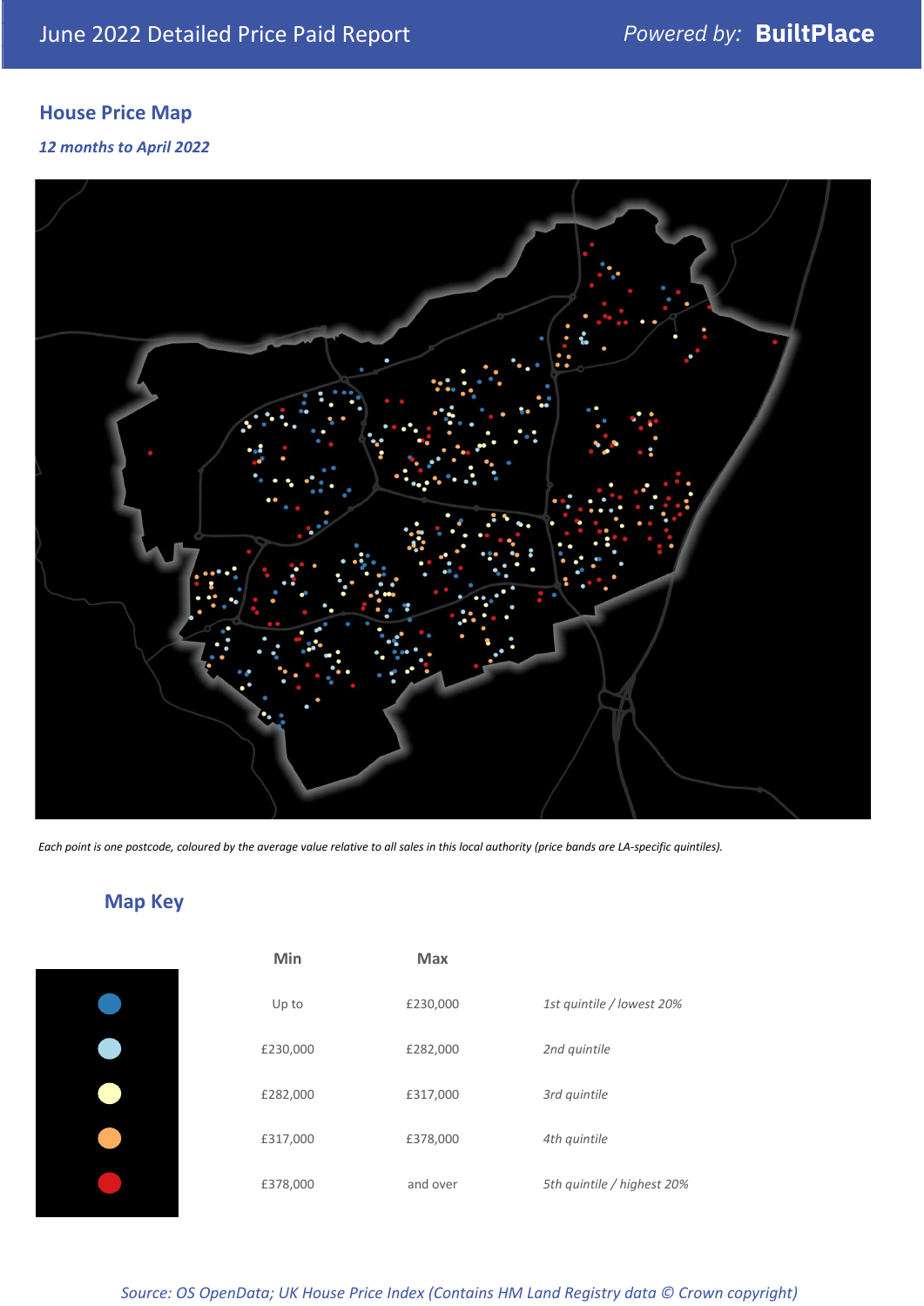June 2022 Detailed Price Paid Report — *Powered by:* **BuiltPlace**

## House Price Map

***12 months to April 2022***

*Each point is one postcode, coloured by the average value relative to all sales in this local authority (price bands are LA-specific quintiles).*

## Map Key

| | Min | Max | |
|---|---|---|---|
| Dark blue | Up to | £230,000 | *1st quintile / lowest 20%* |
| Light blue | £230,000 | £282,000 | *2nd quintile* |
| Pale yellow | £282,000 | £317,000 | *3rd quintile* |
| Orange | £317,000 | £378,000 | *4th quintile* |
| Red | £378,000 | and over | *5th quintile / highest 20%* |

*Source: OS OpenData; UK House Price Index (Contains HM Land Registry data © Crown copyright)*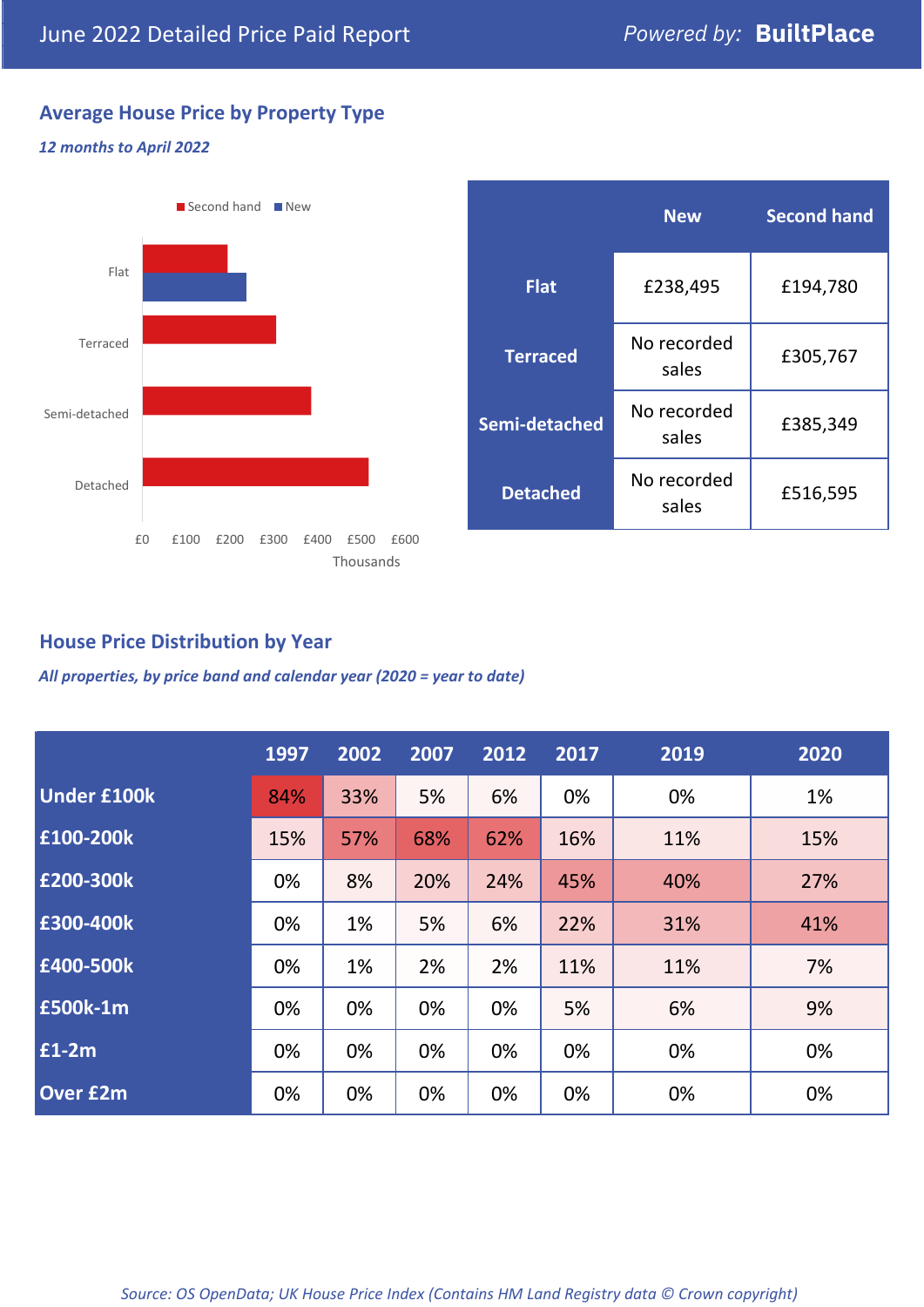June 2022 Detailed Price Paid Report

*Powered by:* **BuiltPlace**

## Average House Price by Property Type

*12 months to April 2022*

| | New | Second hand |
|---|---|---|
| **Flat** | £238,495 | £194,780 |
| **Terraced** | No recorded sales | £305,767 |
| **Semi-detached** | No recorded sales | £385,349 |
| **Detached** | No recorded sales | £516,595 |

## House Price Distribution by Year

*All properties, by price band and calendar year (2020 = year to date)*

| | 1997 | 2002 | 2007 | 2012 | 2017 | 2019 | 2020 |
|---|---|---|---|---|---|---|---|
| **Under £100k** | 84% | 33% | 5% | 6% | 0% | 0% | 1% |
| **£100-200k** | 15% | 57% | 68% | 62% | 16% | 11% | 15% |
| **£200-300k** | 0% | 8% | 20% | 24% | 45% | 40% | 27% |
| **£300-400k** | 0% | 1% | 5% | 6% | 22% | 31% | 41% |
| **£400-500k** | 0% | 1% | 2% | 2% | 11% | 11% | 7% |
| **£500k-1m** | 0% | 0% | 0% | 0% | 5% | 6% | 9% |
| **£1-2m** | 0% | 0% | 0% | 0% | 0% | 0% | 0% |
| **Over £2m** | 0% | 0% | 0% | 0% | 0% | 0% | 0% |

*Source: OS OpenData; UK House Price Index (Contains HM Land Registry data © Crown copyright)*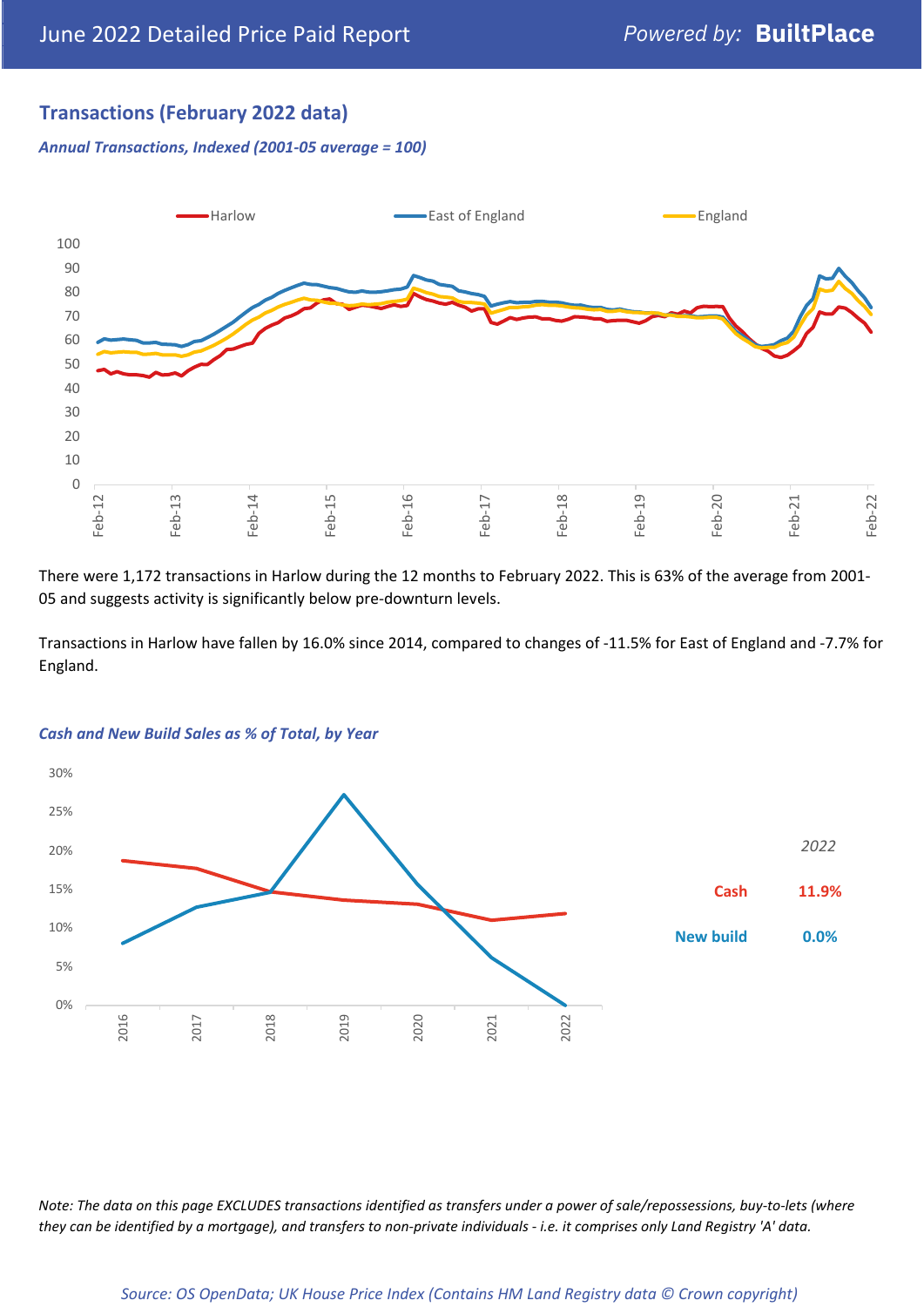## Transactions (February 2022 data)

*Annual Transactions, Indexed (2001-05 average = 100)*

There were 1,172 transactions in Harlow during the 12 months to February 2022. This is 63% of the average from 2001-05 and suggests activity is significantly below pre-downturn levels.

Transactions in Harlow have fallen by 16.0% since 2014, compared to changes of -11.5% for East of England and -7.7% for England.

*Cash and New Build Sales as % of Total, by Year*

| | *2022* |
|---|---|
| Cash | 11.9% |
| New build | 0.0% |

*Note: The data on this page EXCLUDES transactions identified as transfers under a power of sale/repossessions, buy-to-lets (where they can be identified by a mortgage), and transfers to non-private individuals - i.e. it comprises only Land Registry 'A' data.*

*Source: OS OpenData; UK House Price Index (Contains HM Land Registry data © Crown copyright)*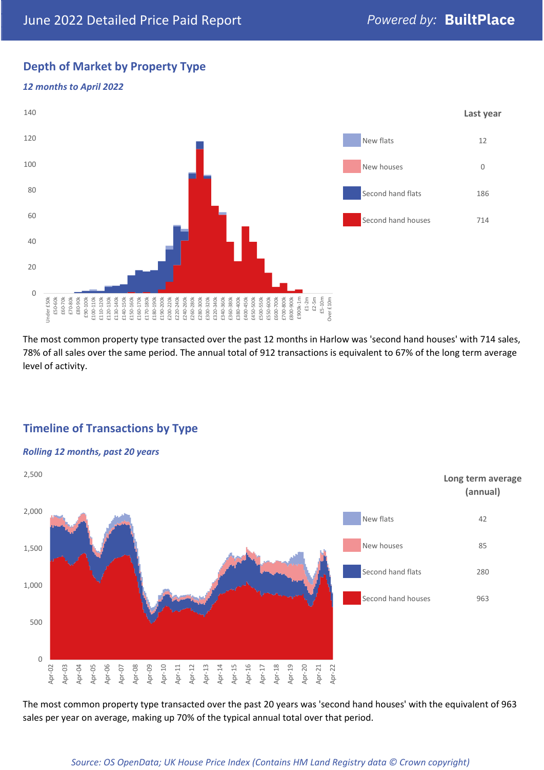June 2022 Detailed Price Paid Report

Powered by: **BuiltPlace**

## Depth of Market by Property Type

*12 months to April 2022*

140
120
100
80
60
40
20
0

Under £50k, £50-60k, £60-70k, £70-80k, £80-90k, £90-100k, £100-110k, £110-120k, £120-130k, £130-140k, £140-150k, £150-160k, £160-170k, £170-180k, £180-190k, £190-200k, £200-220k, £220-240k, £240-260k, £260-280k, £280-300k, £300-320k, £320-340k, £340-360k, £360-380k, £380-400k, £400-450k, £450-500k, £500-550k, £550-600k, £600-700k, £700-800k, £800-900k, £900k-1m, £1-2m, £2-5m, £5-10m, Over £10m

Last year

New flats 12

New houses 0

Second hand flats 186

Second hand houses 714

The most common property type transacted over the past 12 months in Harlow was 'second hand houses' with 714 sales, 78% of all sales over the same period. The annual total of 912 transactions is equivalent to 67% of the long term average level of activity.

## Timeline of Transactions by Type

*Rolling 12 months, past 20 years*

2,500
2,000
1,500
1,000
500
0

Apr-02, Apr-03, Apr-04, Apr-05, Apr-06, Apr-07, Apr-08, Apr-09, Apr-10, Apr-11, Apr-12, Apr-13, Apr-14, Apr-15, Apr-16, Apr-17, Apr-18, Apr-19, Apr-20, Apr-21, Apr-22

Long term average (annual)

New flats 42

New houses 85

Second hand flats 280

Second hand houses 963

The most common property type transacted over the past 20 years was 'second hand houses' with the equivalent of 963 sales per year on average, making up 70% of the typical annual total over that period.

*Source: OS OpenData; UK House Price Index (Contains HM Land Registry data © Crown copyright)*